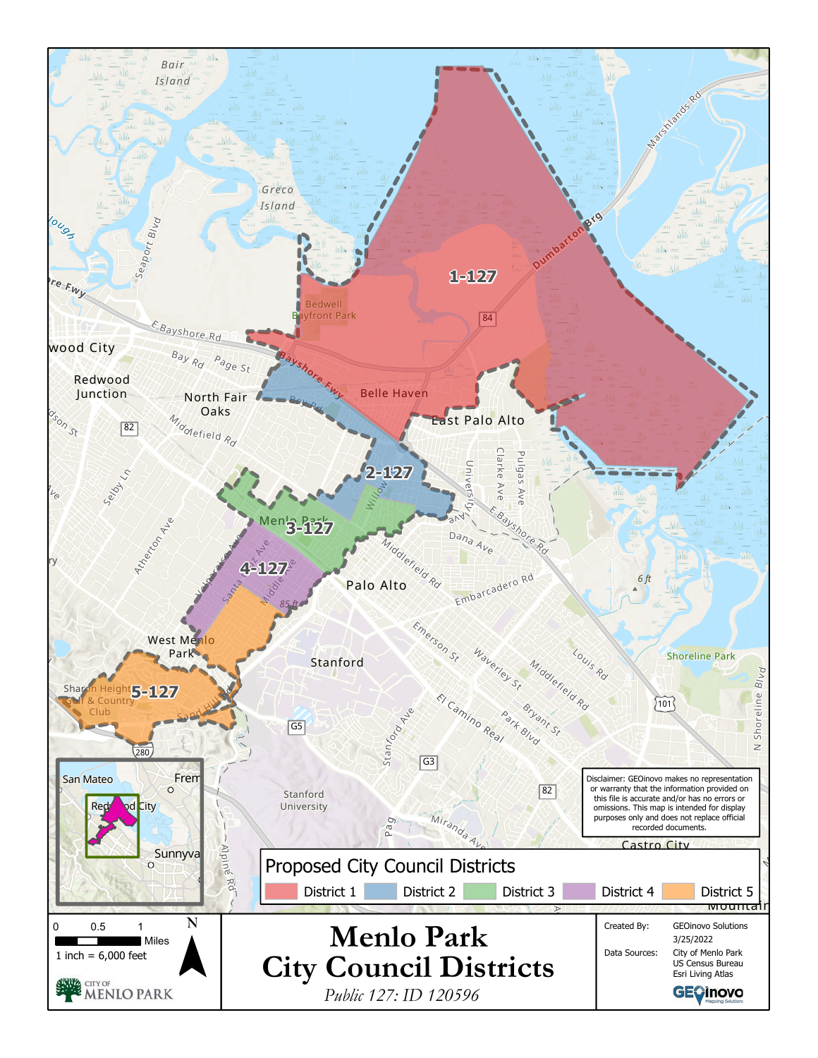# Menlo Park City Council Districts

*Public 127: ID 120596*

## Proposed City Council Districts

- District 1
- District 2
- District 3
- District 4
- District 5

District labels: 1-127, 2-127, 3-127, 4-127, 5-127

0 0.5 1 Miles

1 inch = 6,000 feet

N

CITY OF MENLO PARK

Disclaimer: GEOinovo makes no representation or warranty that the information provided on this file is accurate and/or has no errors or omissions. This map is intended for display purposes only and does not replace official recorded documents.

| | |
|---|---|
| Created By: | GEOinovo Solutions |
| | 3/25/2022 |
| Data Sources: | City of Menlo Park |
| | US Census Bureau |
| | Esri Living Atlas |

GEOinovo Mapping Solutions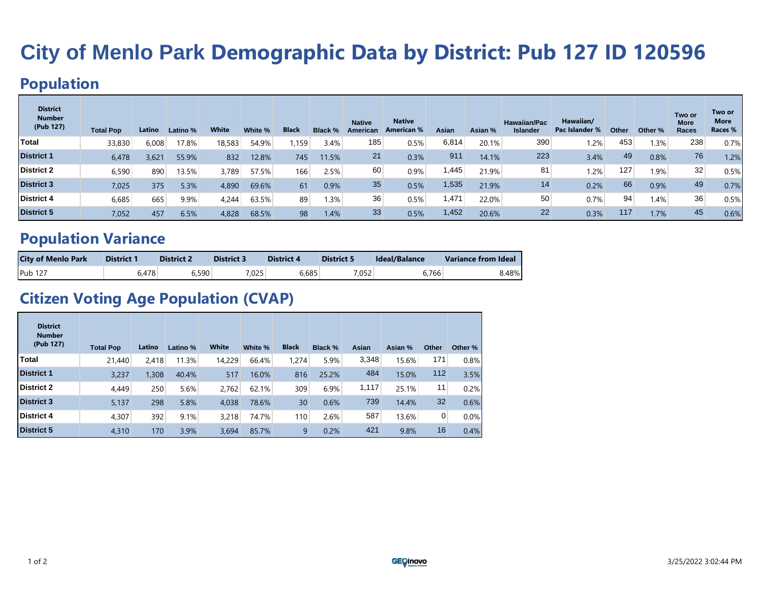# City of Menlo Park Demographic Data by District: Pub 127 ID 120596

## Population

| District Number (Pub 127) | Total Pop | Latino | Latino % | White | White % | Black | Black % | Native American | Native American % | Asian | Asian % | Hawaiian/Pac Islander | Hawaiian/ Pac Islander % | Other | Other % | Two or More Races | Two or More Races % |
|---|---|---|---|---|---|---|---|---|---|---|---|---|---|---|---|---|---|
| **Total** | 33,830 | 6,008 | 17.8% | 18,583 | 54.9% | 1,159 | 3.4% | 185 | 0.5% | 6,814 | 20.1% | 390 | 1.2% | 453 | 1.3% | 238 | 0.7% |
| **District 1** | 6,478 | 3,621 | 55.9% | 832 | 12.8% | 745 | 11.5% | 21 | 0.3% | 911 | 14.1% | 223 | 3.4% | 49 | 0.8% | 76 | 1.2% |
| **District 2** | 6,590 | 890 | 13.5% | 3,789 | 57.5% | 166 | 2.5% | 60 | 0.9% | 1,445 | 21.9% | 81 | 1.2% | 127 | 1.9% | 32 | 0.5% |
| **District 3** | 7,025 | 375 | 5.3% | 4,890 | 69.6% | 61 | 0.9% | 35 | 0.5% | 1,535 | 21.9% | 14 | 0.2% | 66 | 0.9% | 49 | 0.7% |
| **District 4** | 6,685 | 665 | 9.9% | 4,244 | 63.5% | 89 | 1.3% | 36 | 0.5% | 1,471 | 22.0% | 50 | 0.7% | 94 | 1.4% | 36 | 0.5% |
| **District 5** | 7,052 | 457 | 6.5% | 4,828 | 68.5% | 98 | 1.4% | 33 | 0.5% | 1,452 | 20.6% | 22 | 0.3% | 117 | 1.7% | 45 | 0.6% |

## Population Variance

| City of Menlo Park | District 1 | District 2 | District 3 | District 4 | District 5 | Ideal/Balance | Variance from Ideal |
|---|---|---|---|---|---|---|---|
| Pub 127 | 6,478 | 6,590 | 7,025 | 6,685 | 7,052 | 6,766 | 8.48% |

## Citizen Voting Age Population (CVAP)

| District Number (Pub 127) | Total Pop | Latino | Latino % | White | White % | Black | Black % | Asian | Asian % | Other | Other % |
|---|---|---|---|---|---|---|---|---|---|---|---|
| **Total** | 21,440 | 2,418 | 11.3% | 14,229 | 66.4% | 1,274 | 5.9% | 3,348 | 15.6% | 171 | 0.8% |
| **District 1** | 3,237 | 1,308 | 40.4% | 517 | 16.0% | 816 | 25.2% | 484 | 15.0% | 112 | 3.5% |
| **District 2** | 4,449 | 250 | 5.6% | 2,762 | 62.1% | 309 | 6.9% | 1,117 | 25.1% | 11 | 0.2% |
| **District 3** | 5,137 | 298 | 5.8% | 4,038 | 78.6% | 30 | 0.6% | 739 | 14.4% | 32 | 0.6% |
| **District 4** | 4,307 | 392 | 9.1% | 3,218 | 74.7% | 110 | 2.6% | 587 | 13.6% | 0 | 0.0% |
| **District 5** | 4,310 | 170 | 3.9% | 3,694 | 85.7% | 9 | 0.2% | 421 | 9.8% | 16 | 0.4% |

3/25/2022 3:02:44 PM